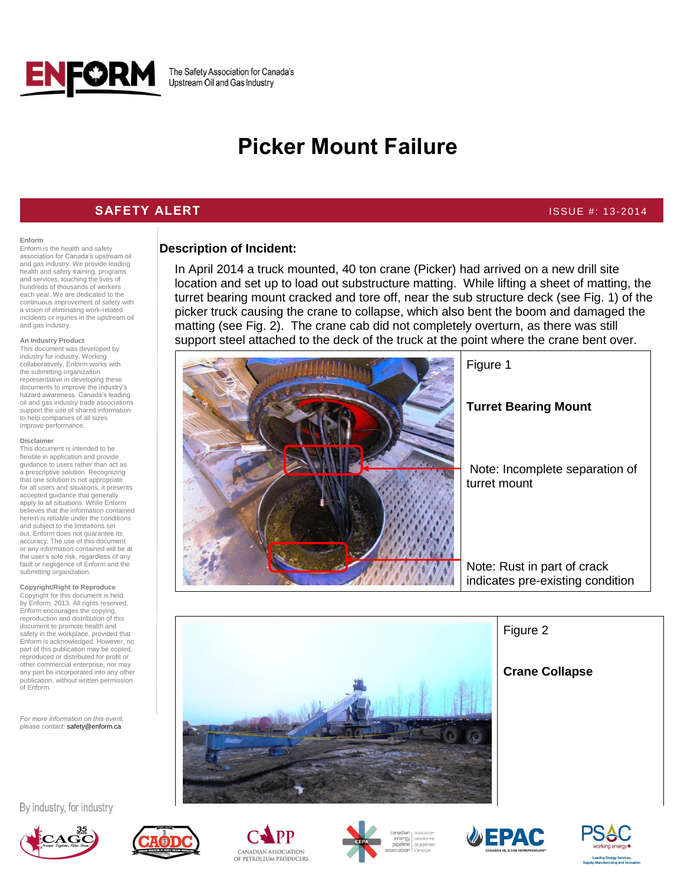The Safety Association for Canada's Upstream Oil and Gas Industry

# Picker Mount Failure

**SAFETY ALERT** ISSUE #: 13-2014

## Description of Incident:

In April 2014 a truck mounted, 40 ton crane (Picker) had arrived on a new drill site location and set up to load out substructure matting. While lifting a sheet of matting, the turret bearing mount cracked and tore off, near the sub structure deck (see Fig. 1) of the picker truck causing the crane to collapse, which also bent the boom and damaged the matting (see Fig. 2). The crane cab did not completely overturn, as there was still support steel attached to the deck of the truck at the point where the crane bent over.

Figure 1

**Turret Bearing Mount**

Note: Incomplete separation of turret mount

Note: Rust in part of crack indicates pre-existing condition

Figure 2

**Crane Collapse**

**Enform**
Enform is the health and safety association for Canada's upstream oil and gas industry. We provide leading health and safety training, programs and services, touching the lives of hundreds of thousands of workers each year. We are dedicated to the continuous improvement of safety with a vision of eliminating work-related incidents or injuries in the upstream oil and gas industry.

**An Industry Product**
This document was developed by industry for industry. Working collaboratively, Enform works with the submitting organization representative in developing these documents to improve the industry's hazard awareness. Canada's leading oil and gas industry trade associations support the use of shared information to help companies of all sizes improve performance.

**Disclaimer**
This document is intended to be flexible in application and provide guidance to users rather than act as a prescriptive solution. Recognizing that one solution is not appropriate for all users and situations, it presents accepted guidance that generally apply to all situations. While Enform believes that the information contained herein is reliable under the conditions and subject to the limitations set out, Enform does not guarantee its accuracy. The use of this document or any information contained will be at the user's sole risk, regardless of any fault or negligence of Enform and the submitting organization.

**Copyright/Right to Reproduce**
Copyright for this document is held by Enform, 2013. All rights reserved. Enform encourages the copying, reproduction and distribution of this document to promote health and safety in the workplace, provided that Enform is acknowledged. However, no part of this publication may be copied, reproduced or distributed for profit or other commercial enterprise, nor may any part be incorporated into any other publication, without written permission of Enform.

*For more information on this event, please contact:* safety@enform.ca

By industry, for industry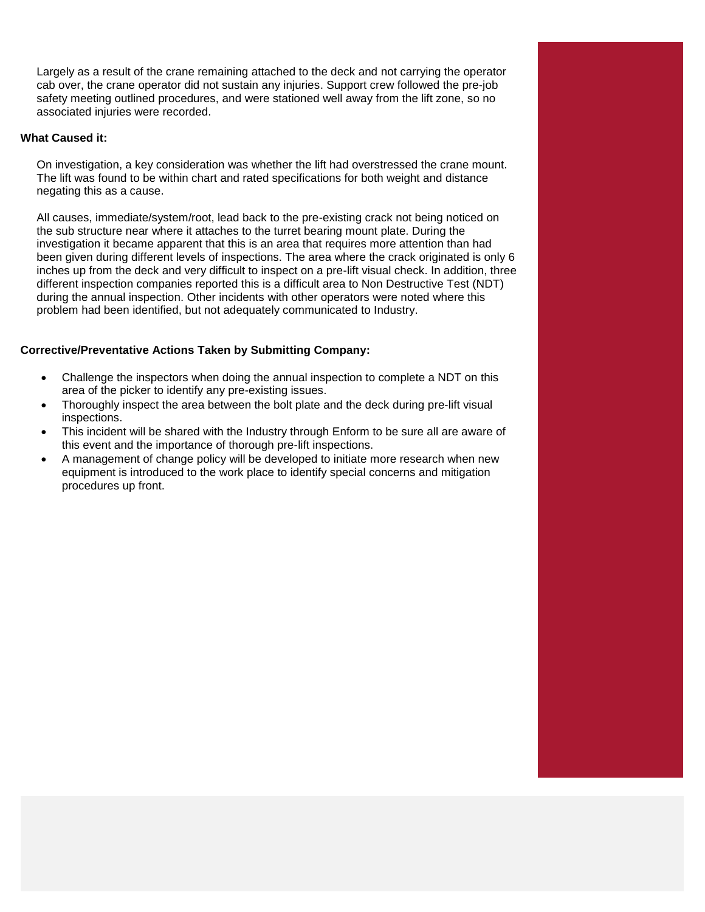Largely as a result of the crane remaining attached to the deck and not carrying the operator cab over, the crane operator did not sustain any injuries. Support crew followed the pre-job safety meeting outlined procedures, and were stationed well away from the lift zone, so no associated injuries were recorded.

**What Caused it:**

On investigation, a key consideration was whether the lift had overstressed the crane mount. The lift was found to be within chart and rated specifications for both weight and distance negating this as a cause.

All causes, immediate/system/root, lead back to the pre-existing crack not being noticed on the sub structure near where it attaches to the turret bearing mount plate. During the investigation it became apparent that this is an area that requires more attention than had been given during different levels of inspections. The area where the crack originated is only 6 inches up from the deck and very difficult to inspect on a pre-lift visual check. In addition, three different inspection companies reported this is a difficult area to Non Destructive Test (NDT) during the annual inspection. Other incidents with other operators were noted where this problem had been identified, but not adequately communicated to Industry.

**Corrective/Preventative Actions Taken by Submitting Company:**

- Challenge the inspectors when doing the annual inspection to complete a NDT on this area of the picker to identify any pre-existing issues.
- Thoroughly inspect the area between the bolt plate and the deck during pre-lift visual inspections.
- This incident will be shared with the Industry through Enform to be sure all are aware of this event and the importance of thorough pre-lift inspections.
- A management of change policy will be developed to initiate more research when new equipment is introduced to the work place to identify special concerns and mitigation procedures up front.